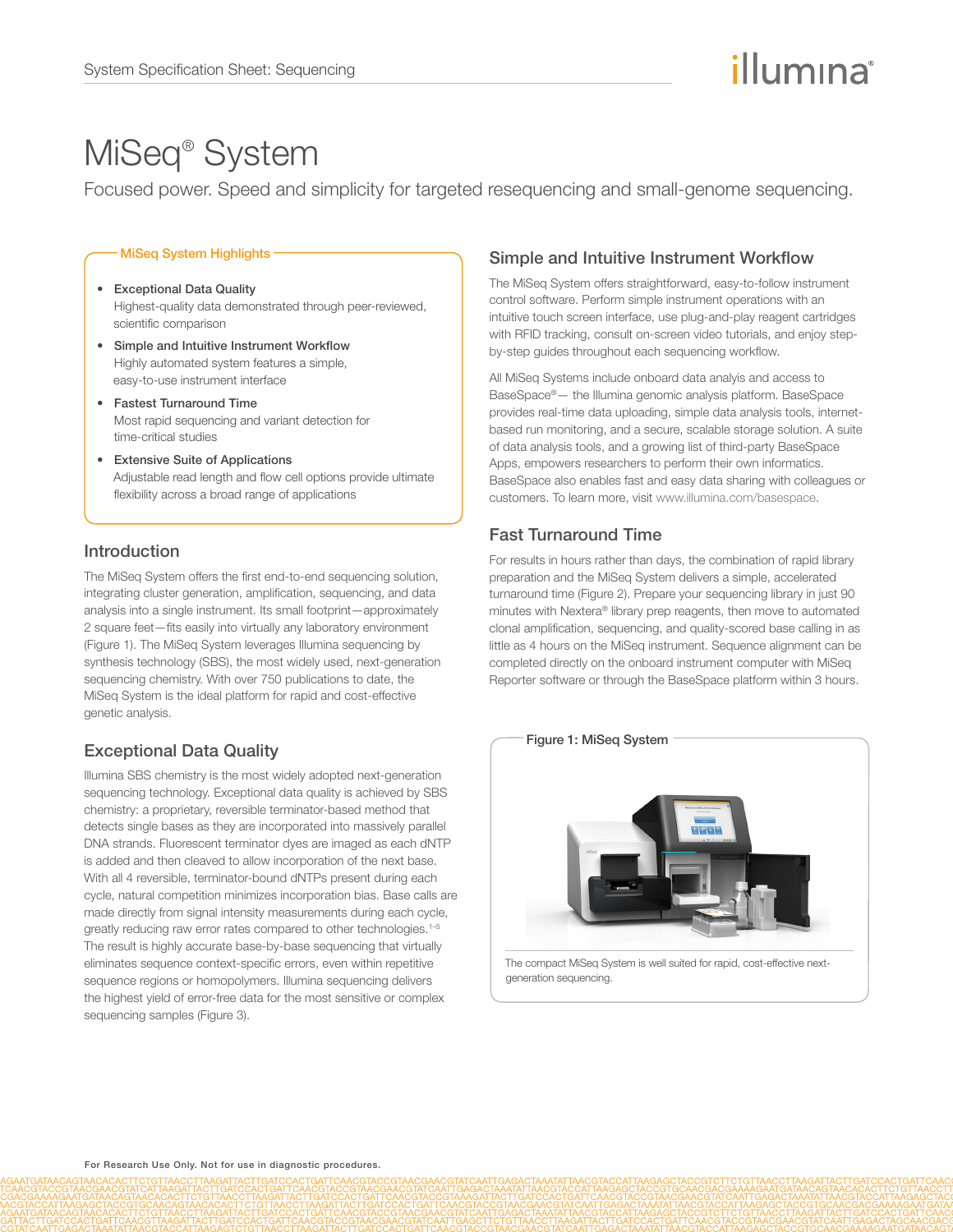# MiSeq® System

Focused power. Speed and simplicity for targeted resequencing and small-genome sequencing.

## MiSeq System Highlights

- **Exceptional Data Quality**
  Highest-quality data demonstrated through peer-reviewed, scientific comparison
- **Simple and Intuitive Instrument Workflow**
  Highly automated system features a simple, easy-to-use instrument interface
- **Fastest Turnaround Time**
  Most rapid sequencing and variant detection for time-critical studies
- **Extensive Suite of Applications**
  Adjustable read length and flow cell options provide ultimate flexibility across a broad range of applications

## Introduction

The MiSeq System offers the first end-to-end sequencing solution, integrating cluster generation, amplification, sequencing, and data analysis into a single instrument. Its small footprint—approximately 2 square feet—fits easily into virtually any laboratory environment (Figure 1). The MiSeq System leverages Illumina sequencing by synthesis technology (SBS), the most widely used, next-generation sequencing chemistry. With over 750 publications to date, the MiSeq System is the ideal platform for rapid and cost-effective genetic analysis.

## Exceptional Data Quality

Illumina SBS chemistry is the most widely adopted next-generation sequencing technology. Exceptional data quality is achieved by SBS chemistry: a proprietary, reversible terminator-based method that detects single bases as they are incorporated into massively parallel DNA strands. Fluorescent terminator dyes are imaged as each dNTP is added and then cleaved to allow incorporation of the next base. With all 4 reversible, terminator-bound dNTPs present during each cycle, natural competition minimizes incorporation bias. Base calls are made directly from signal intensity measurements during each cycle, greatly reducing raw error rates compared to other technologies.[1–5] The result is highly accurate base-by-base sequencing that virtually eliminates sequence context-specific errors, even within repetitive sequence regions or homopolymers. Illumina sequencing delivers the highest yield of error-free data for the most sensitive or complex sequencing samples (Figure 3).

## Simple and Intuitive Instrument Workflow

The MiSeq System offers straightforward, easy-to-follow instrument control software. Perform simple instrument operations with an intuitive touch screen interface, use plug-and-play reagent cartridges with RFID tracking, consult on-screen video tutorials, and enjoy step-by-step guides throughout each sequencing workflow.

All MiSeq Systems include onboard data analyis and access to BaseSpace®— the Illumina genomic analysis platform. BaseSpace provides real-time data uploading, simple data analysis tools, internet-based run monitoring, and a secure, scalable storage solution. A suite of data analysis tools, and a growing list of third-party BaseSpace Apps, empowers researchers to perform their own informatics. BaseSpace also enables fast and easy data sharing with colleagues or customers. To learn more, visit www.illumina.com/basespace.

## Fast Turnaround Time

For results in hours rather than days, the combination of rapid library preparation and the MiSeq System delivers a simple, accelerated turnaround time (Figure 2). Prepare your sequencing library in just 90 minutes with Nextera® library prep reagents, then move to automated clonal amplification, sequencing, and quality-scored base calling in as little as 4 hours on the MiSeq instrument. Sequence alignment can be completed directly on the onboard instrument computer with MiSeq Reporter software or through the BaseSpace platform within 3 hours.

**Figure 1: MiSeq System**

The compact MiSeq System is well suited for rapid, cost-effective next-generation sequencing.

For Research Use Only. Not for use in diagnostic procedures.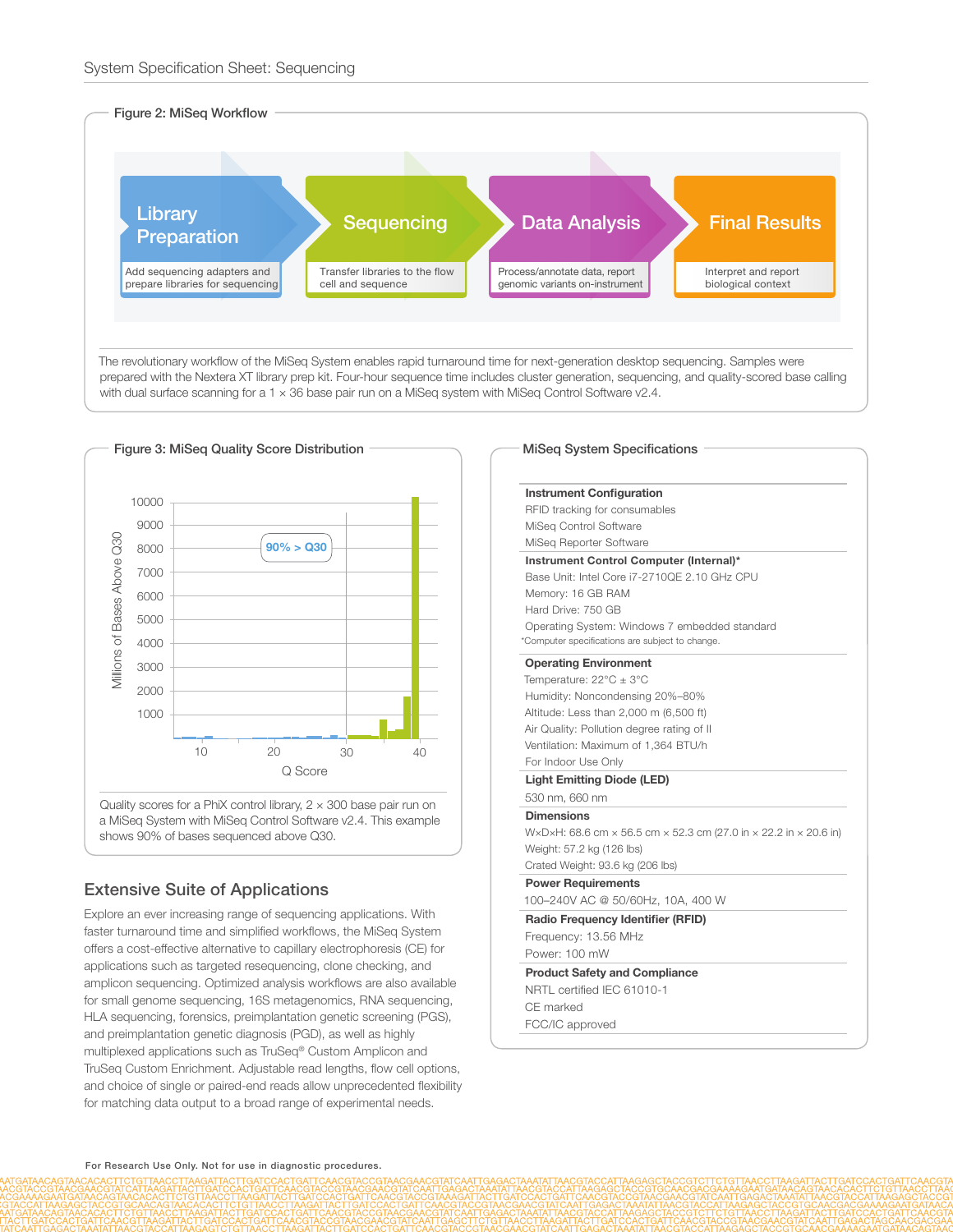## Figure 2: MiSeq Workflow

**Library Preparation** — Add sequencing adapters and prepare libraries for sequencing

**Sequencing** — Transfer libraries to the flow cell and sequence

**Data Analysis** — Process/annotate data, report genomic variants on-instrument

**Final Results** — Interpret and report biological context

The revolutionary workflow of the MiSeq System enables rapid turnaround time for next-generation desktop sequencing. Samples were prepared with the Nextera XT library prep kit. Four-hour sequence time includes cluster generation, sequencing, and quality-scored base calling with dual surface scanning for a 1 × 36 base pair run on a MiSeq system with MiSeq Control Software v2.4.

## Figure 3: MiSeq Quality Score Distribution

Quality scores for a PhiX control library, 2 × 300 base pair run on a MiSeq System with MiSeq Control Software v2.4. This example shows 90% of bases sequenced above Q30.

## Extensive Suite of Applications

Explore an ever increasing range of sequencing applications. With faster turnaround time and simplified workflows, the MiSeq System offers a cost-effective alternative to capillary electrophoresis (CE) for applications such as targeted resequencing, clone checking, and amplicon sequencing. Optimized analysis workflows are also available for small genome sequencing, 16S metagenomics, RNA sequencing, HLA sequencing, forensics, preimplantation genetic screening (PGS), and preimplantation genetic diagnosis (PGD), as well as highly multiplexed applications such as TruSeq® Custom Amplicon and TruSeq Custom Enrichment. Adjustable read lengths, flow cell options, and choice of single or paired-end reads allow unprecedented flexibility for matching data output to a broad range of experimental needs.

## MiSeq System Specifications

**Instrument Configuration**
RFID tracking for consumables
MiSeq Control Software
MiSeq Reporter Software

**Instrument Control Computer (Internal)***
Base Unit: Intel Core i7-2710QE 2.10 GHz CPU
Memory: 16 GB RAM
Hard Drive: 750 GB
Operating System: Windows 7 embedded standard
*Computer specifications are subject to change.

**Operating Environment**
Temperature: 22°C ± 3°C
Humidity: Noncondensing 20%–80%
Altitude: Less than 2,000 m (6,500 ft)
Air Quality: Pollution degree rating of II
Ventilation: Maximum of 1,364 BTU/h
For Indoor Use Only

**Light Emitting Diode (LED)**
530 nm, 660 nm

**Dimensions**
W×D×H: 68.6 cm × 56.5 cm × 52.3 cm (27.0 in × 22.2 in × 20.6 in)
Weight: 57.2 kg (126 lbs)
Crated Weight: 93.6 kg (206 lbs)

**Power Requirements**
100–240V AC @ 50/60Hz, 10A, 400 W

**Radio Frequency Identifier (RFID)**
Frequency: 13.56 MHz
Power: 100 mW

**Product Safety and Compliance**
NRTL certified IEC 61010-1
CE marked
FCC/IC approved

For Research Use Only. Not for use in diagnostic procedures.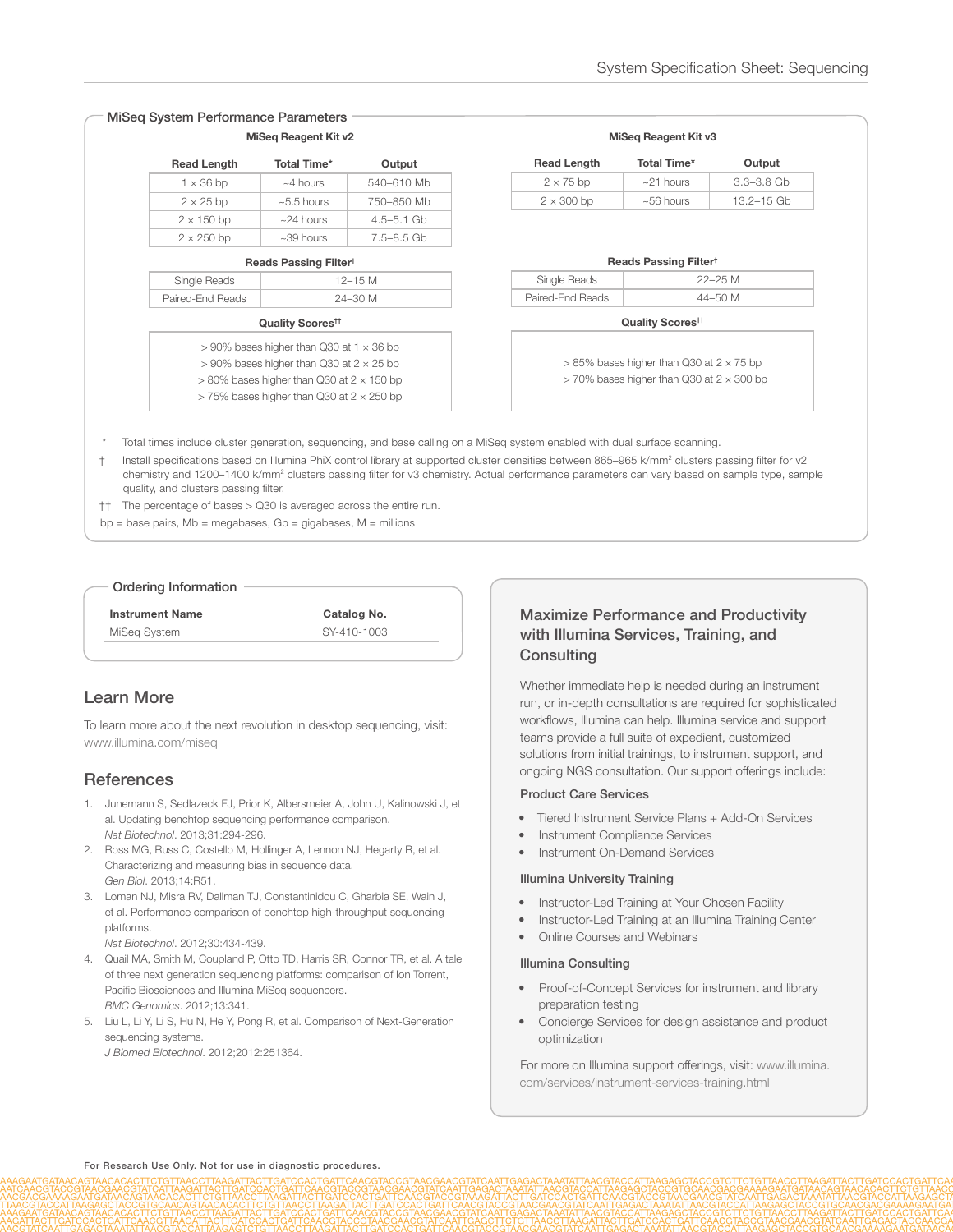## MiSeq System Performance Parameters

### MiSeq Reagent Kit v2

| Read Length | Total Time* | Output |
|---|---|---|
| 1 × 36 bp | ~4 hours | 540–610 Mb |
| 2 × 25 bp | ~5.5 hours | 750–850 Mb |
| 2 × 150 bp | ~24 hours | 4.5–5.1 Gb |
| 2 × 250 bp | ~39 hours | 7.5–8.5 Gb |

**Reads Passing Filter†**

| | |
|---|---|
| Single Reads | 12–15 M |
| Paired-End Reads | 24–30 M |

**Quality Scores††**

- > 90% bases higher than Q30 at 1 × 36 bp
- > 90% bases higher than Q30 at 2 × 25 bp
- > 80% bases higher than Q30 at 2 × 150 bp
- > 75% bases higher than Q30 at 2 × 250 bp

### MiSeq Reagent Kit v3

| Read Length | Total Time* | Output |
|---|---|---|
| 2 × 75 bp | ~21 hours | 3.3–3.8 Gb |
| 2 × 300 bp | ~56 hours | 13.2–15 Gb |

**Reads Passing Filter†**

| | |
|---|---|
| Single Reads | 22–25 M |
| Paired-End Reads | 44–50 M |

**Quality Scores††**

- > 85% bases higher than Q30 at 2 × 75 bp
- > 70% bases higher than Q30 at 2 × 300 bp

\* Total times include cluster generation, sequencing, and base calling on a MiSeq system enabled with dual surface scanning.

† Install specifications based on Illumina PhiX control library at supported cluster densities between 865–965 k/mm² clusters passing filter for v2 chemistry and 1200–1400 k/mm² clusters passing filter for v3 chemistry. Actual performance parameters can vary based on sample type, sample quality, and clusters passing filter.

†† The percentage of bases > Q30 is averaged across the entire run.

bp = base pairs, Mb = megabases, Gb = gigabases, M = millions

## Ordering Information

| Instrument Name | Catalog No. |
|---|---|
| MiSeq System | SY-410-1003 |

## Learn More

To learn more about the next revolution in desktop sequencing, visit: www.illumina.com/miseq

## References

1. Junemann S, Sedlazeck FJ, Prior K, Albersmeier A, John U, Kalinowski J, et al. Updating benchtop sequencing performance comparison. *Nat Biotechnol*. 2013;31:294-296.
2. Ross MG, Russ C, Costello M, Hollinger A, Lennon NJ, Hegarty R, et al. Characterizing and measuring bias in sequence data. *Gen Biol*. 2013;14:R51.
3. Loman NJ, Misra RV, Dallman TJ, Constantinidou C, Gharbia SE, Wain J, et al. Performance comparison of benchtop high-throughput sequencing platforms. *Nat Biotechnol*. 2012;30:434-439.
4. Quail MA, Smith M, Coupland P, Otto TD, Harris SR, Connor TR, et al. A tale of three next generation sequencing platforms: comparison of Ion Torrent, Pacific Biosciences and Illumina MiSeq sequencers. *BMC Genomics*. 2012;13:341.
5. Liu L, Li Y, Li S, Hu N, He Y, Pong R, et al. Comparison of Next-Generation sequencing systems. *J Biomed Biotechnol*. 2012;2012:251364.

## Maximize Performance and Productivity with Illumina Services, Training, and Consulting

Whether immediate help is needed during an instrument run, or in-depth consultations are required for sophisticated workflows, Illumina can help. Illumina service and support teams provide a full suite of expedient, customized solutions from initial trainings, to instrument support, and ongoing NGS consultation. Our support offerings include:

### Product Care Services

- Tiered Instrument Service Plans + Add-On Services
- Instrument Compliance Services
- Instrument On-Demand Services

### Illumina University Training

- Instructor-Led Training at Your Chosen Facility
- Instructor-Led Training at an Illumina Training Center
- Online Courses and Webinars

### Illumina Consulting

- Proof-of-Concept Services for instrument and library preparation testing
- Concierge Services for design assistance and product optimization

For more on Illumina support offerings, visit: www.illumina.com/services/instrument-services-training.html

**For Research Use Only. Not for use in diagnostic procedures.**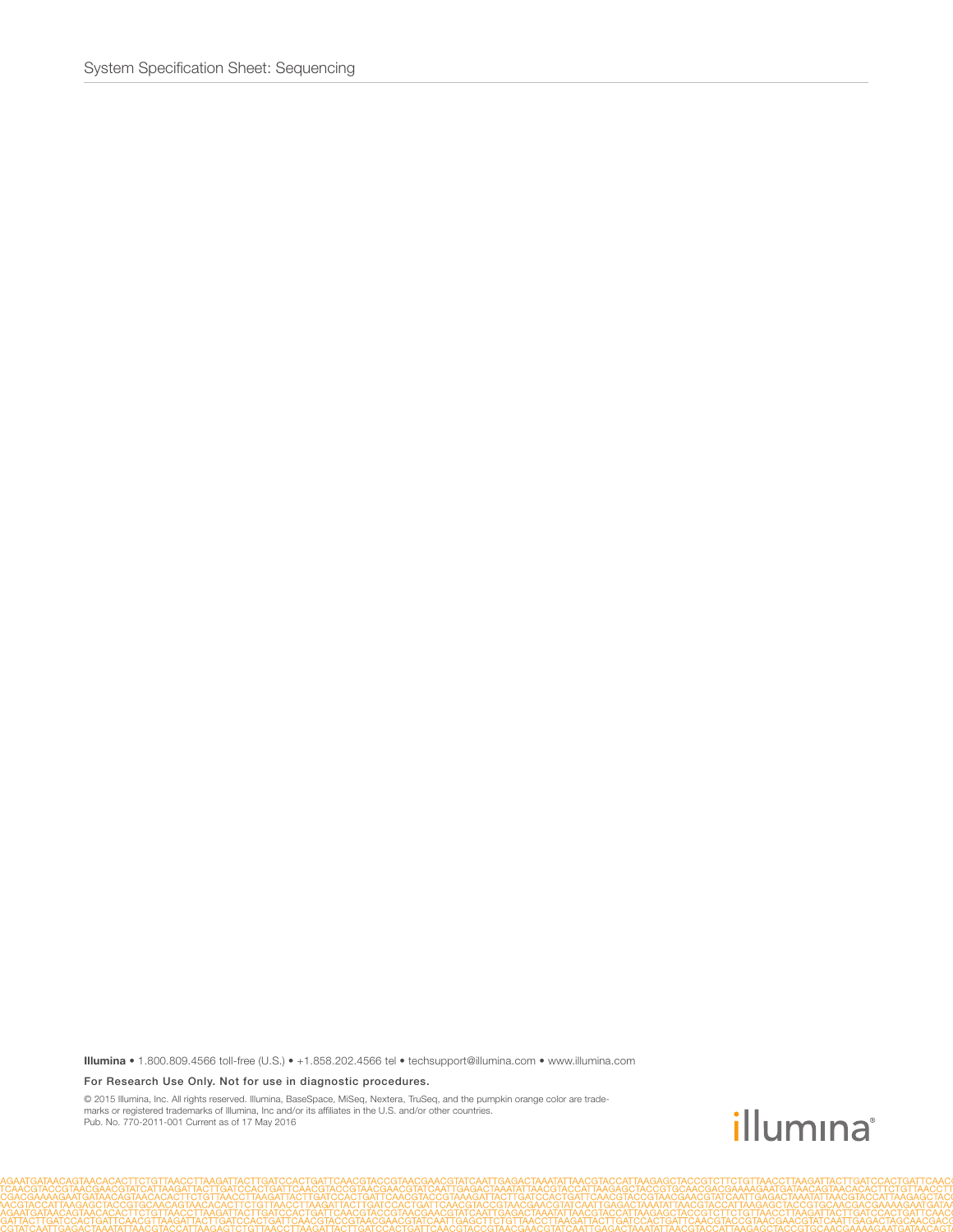**Illumina** • 1.800.809.4566 toll-free (U.S.) • +1.858.202.4566 tel • techsupport@illumina.com • www.illumina.com

For Research Use Only. Not for use in diagnostic procedures.

© 2015 Illumina, Inc. All rights reserved. Illumina, BaseSpace, MiSeq, Nextera, TruSeq, and the pumpkin orange color are trademarks or registered trademarks of Illumina, Inc and/or its affiliates in the U.S. and/or other countries.
Pub. No. 770-2011-001 Current as of 17 May 2016